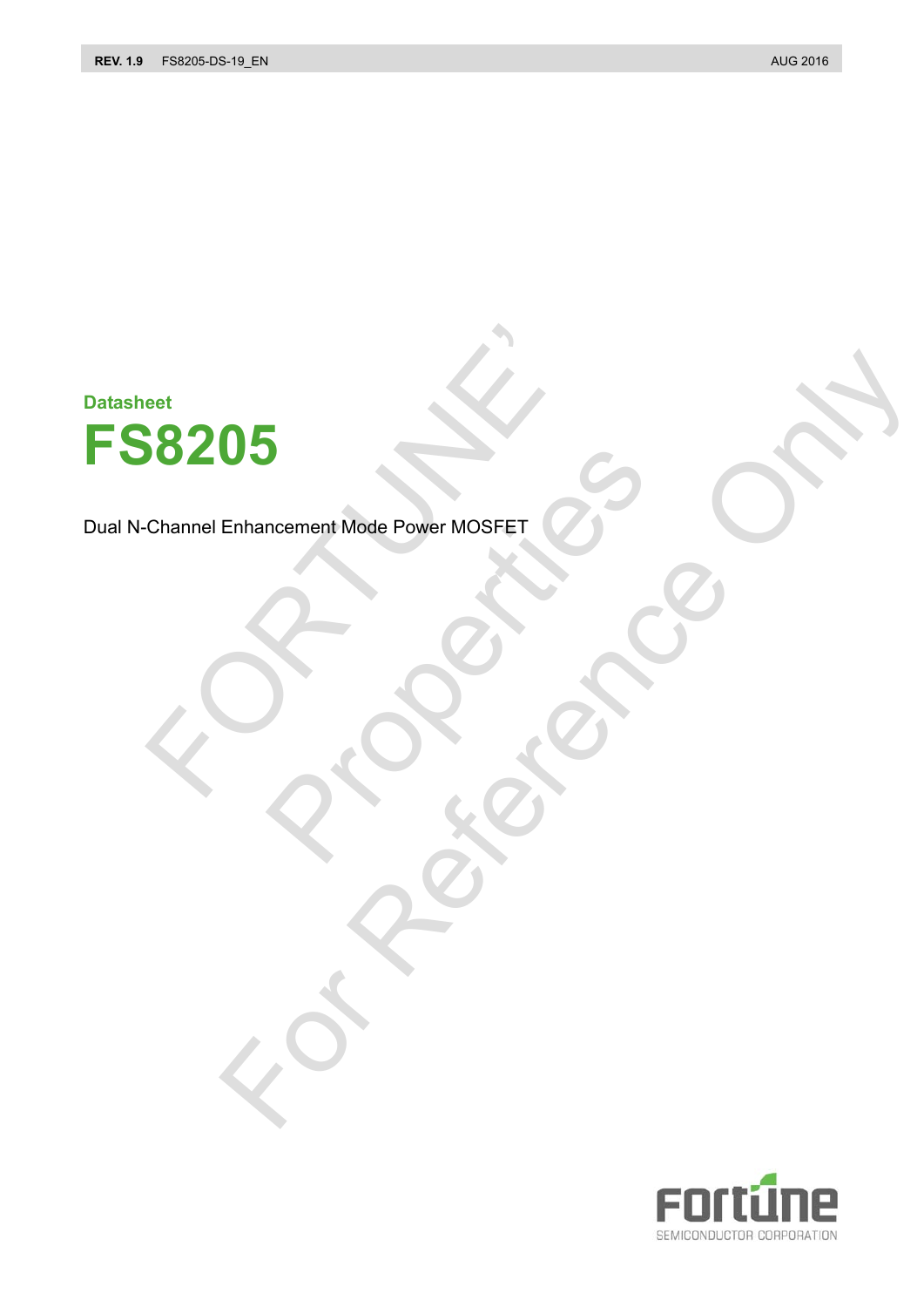Datasheet

# FS8205

Dual N-Channel Enhancement Mode Power MOSFET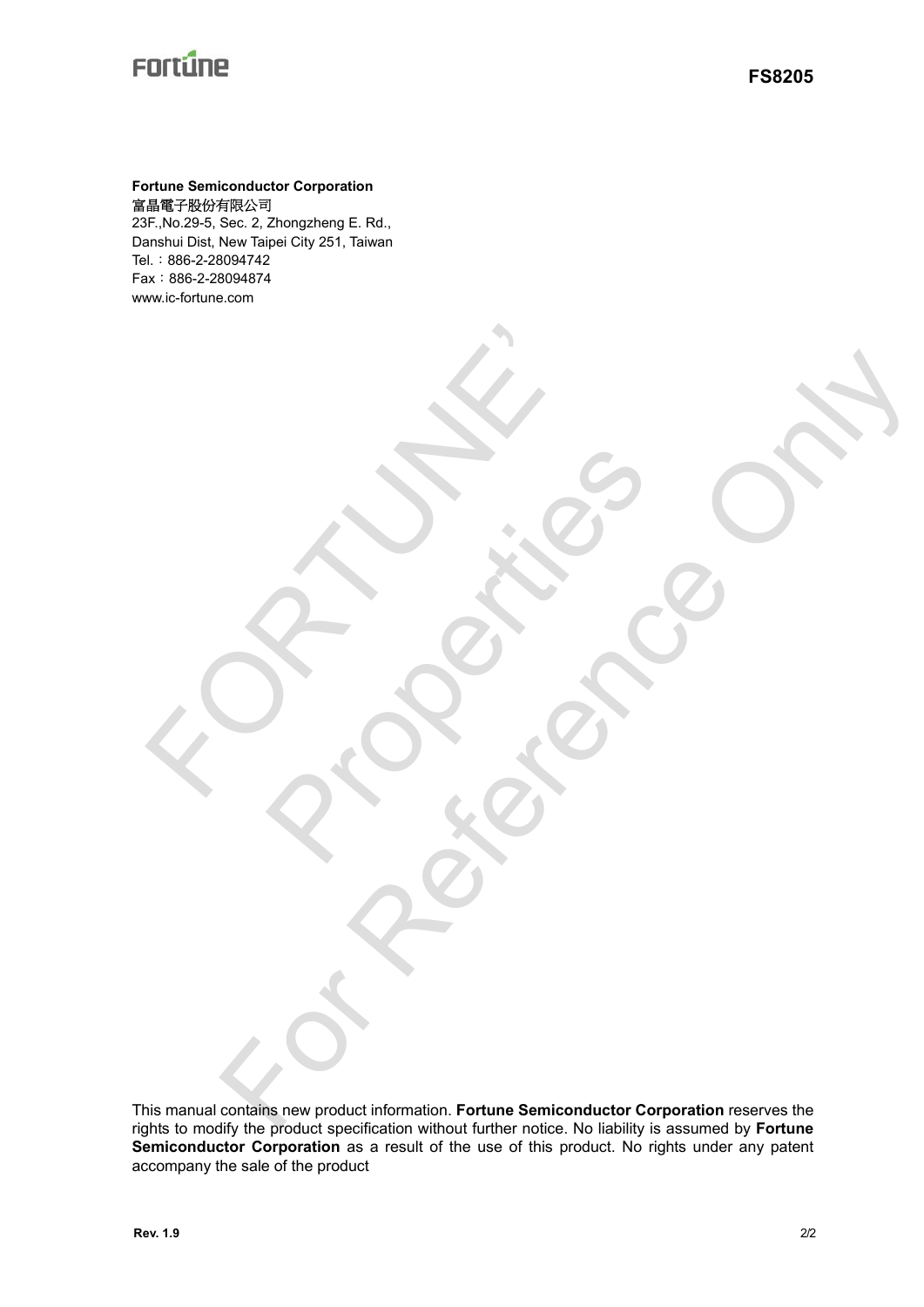**Fortune Semiconductor Corporation**
富晶電子股份有限公司
23F.,No.29-5, Sec. 2, Zhongzheng E. Rd.,
Danshui Dist, New Taipei City 251, Taiwan
Tel.：886-2-28094742
Fax：886-2-28094874
www.ic-fortune.com

This manual contains new product information. **Fortune Semiconductor Corporation** reserves the rights to modify the product specification without further notice. No liability is assumed by **Fortune Semiconductor Corporation** as a result of the use of this product. No rights under any patent accompany the sale of the product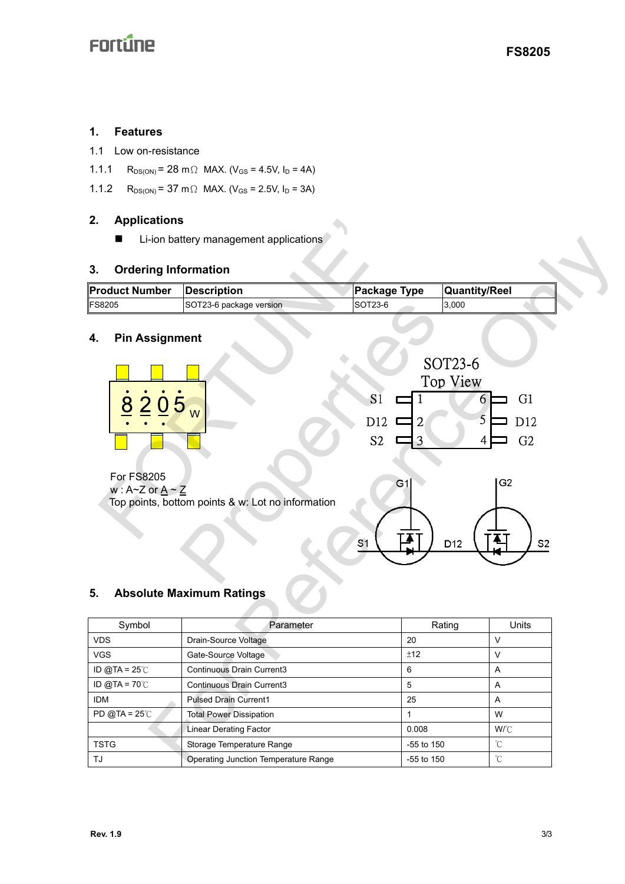## 1. Features

1.1 Low on-resistance

1.1.1 $R_{DS(ON)}$ = 28 mΩ MAX. ($V_{GS}$ = 4.5V, $I_D$ = 4A)

1.1.2 $R_{DS(ON)}$ = 37 mΩ MAX. ($V_{GS}$ = 2.5V, $I_D$ = 3A)

## 2. Applications

- Li-ion battery management applications

## 3. Ordering Information

| Product Number | Description | Package Type | Quantity/Reel |
|---|---|---|---|
| FS8205 | SOT23-6 package version | SOT23-6 | 3,000 |

## 4. Pin Assignment

8205w

For FS8205
w : A~Z or A ~ Z
Top points, bottom points & w: Lot no information

SOT23-6
Top View

| Pin | Name | Pin | Name |
|---|---|---|---|
| 1 | S1 | 6 | G1 |
| 2 | D12 | 5 | D12 |
| 3 | S2 | 4 | G2 |

## 5. Absolute Maximum Ratings

| Symbol | Parameter | Rating | Units |
|---|---|---|---|
| VDS | Drain-Source Voltage | 20 | V |
| VGS | Gate-Source Voltage | ±12 | V |
| ID @TA = 25℃ | Continuous Drain Current3 | 6 | A |
| ID @TA = 70℃ | Continuous Drain Current3 | 5 | A |
| IDM | Pulsed Drain Current1 | 25 | A |
| PD @TA = 25℃ | Total Power Dissipation | 1 | W |
| | Linear Derating Factor | 0.008 | W/℃ |
| TSTG | Storage Temperature Range | -55 to 150 | ℃ |
| TJ | Operating Junction Temperature Range | -55 to 150 | ℃ |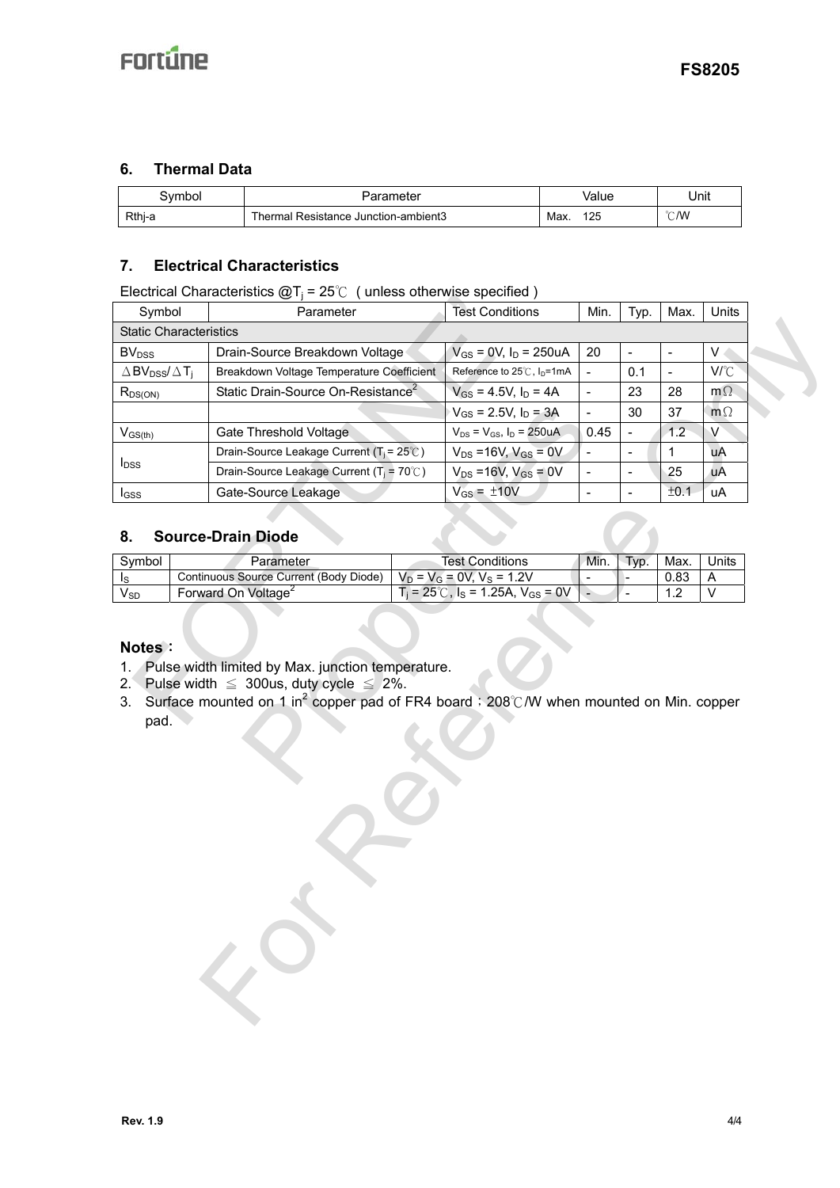## 6. Thermal Data

| Symbol | Parameter | Value | Unit |
|---|---|---|---|
| Rthj-a | Thermal Resistance Junction-ambient3 | Max. 125 | ℃/W |

## 7. Electrical Characteristics

Electrical Characteristics @$T_j$ = 25℃ ( unless otherwise specified )

| Symbol | Parameter | Test Conditions | Min. | Typ. | Max. | Units |
|---|---|---|---|---|---|---|
| Static Characteristics | | | | | | |
| $BV_{DSS}$ | Drain-Source Breakdown Voltage | $V_{GS}$ = 0V, $I_D$ = 250uA | 20 | - | - | V |
| $\Delta BV_{DSS}/\Delta T_j$ | Breakdown Voltage Temperature Coefficient | Reference to 25℃, $I_D$=1mA | - | 0.1 | - | V/℃ |
| $R_{DS(ON)}$ | Static Drain-Source On-Resistance[2] | $V_{GS}$ = 4.5V, $I_D$ = 4A | - | 23 | 28 | mΩ |
| | | $V_{GS}$ = 2.5V, $I_D$ = 3A | - | 30 | 37 | mΩ |
| $V_{GS(th)}$ | Gate Threshold Voltage | $V_{DS}$ = $V_{GS}$, $I_D$ = 250uA | 0.45 | - | 1.2 | V |
| $I_{DSS}$ | Drain-Source Leakage Current ($T_j$ = 25℃) | $V_{DS}$ =16V, $V_{GS}$ = 0V | - | - | 1 | uA |
| | Drain-Source Leakage Current ($T_j$ = 70℃) | $V_{DS}$ =16V, $V_{GS}$ = 0V | - | - | 25 | uA |
| $I_{GSS}$ | Gate-Source Leakage | $V_{GS}$ = ±10V | - | - | ±0.1 | uA |

## 8. Source-Drain Diode

| Symbol | Parameter | Test Conditions | Min. | Typ. | Max. | Units |
|---|---|---|---|---|---|---|
| $I_S$ | Continuous Source Current (Body Diode) | $V_D$ = $V_G$ = 0V, $V_S$ = 1.2V | - | - | 0.83 | A |
| $V_{SD}$ | Forward On Voltage[2] | $T_j$ = 25℃, $I_S$ = 1.25A, $V_{GS}$ = 0V | - | - | 1.2 | V |

**Notes：**

1. Pulse width limited by Max. junction temperature.
2. Pulse width ≦ 300us, duty cycle ≦ 2%.
3. Surface mounted on 1 in$^2$ copper pad of FR4 board ; 208℃/W when mounted on Min. copper pad.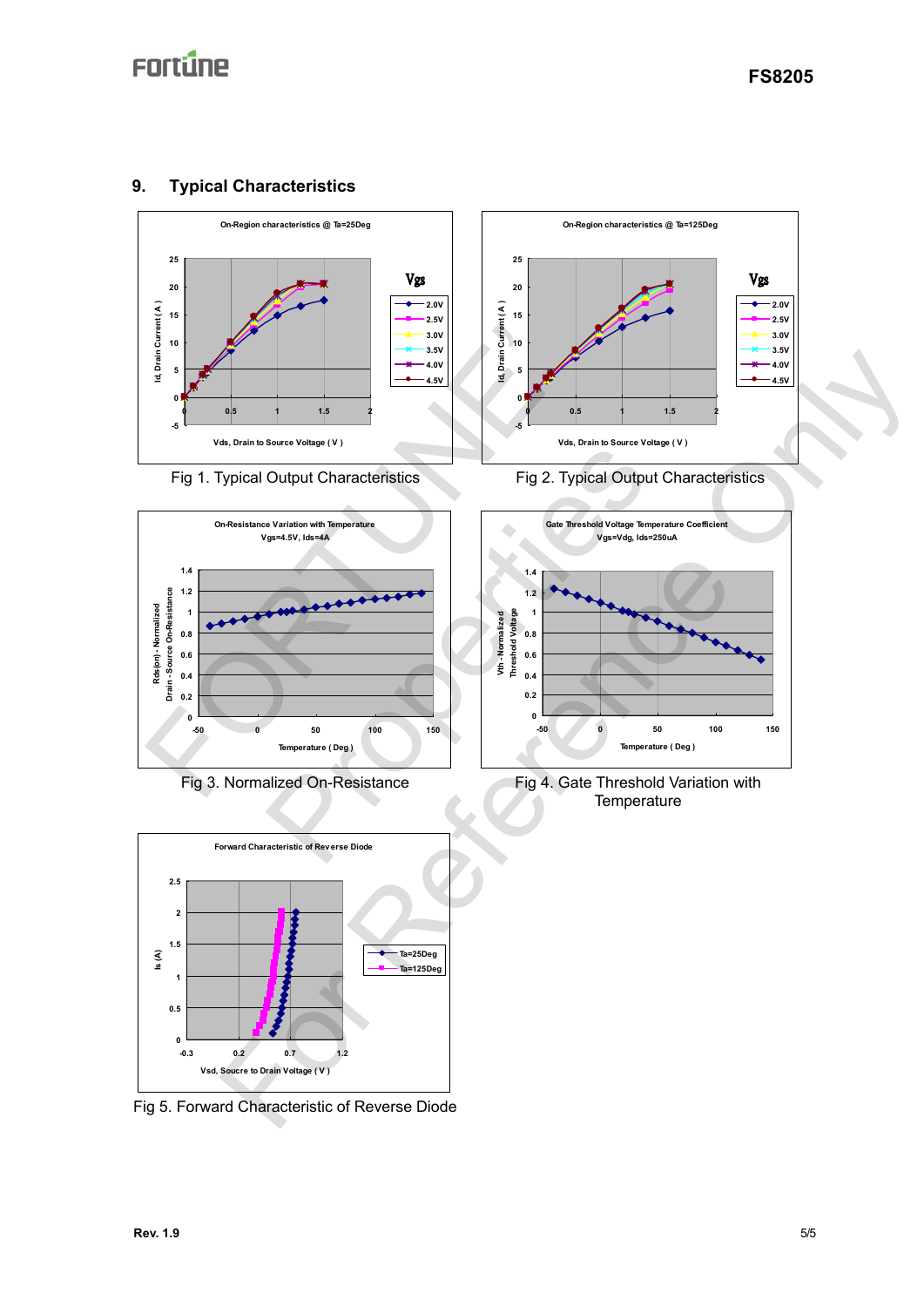## 9. Typical Characteristics

Fig 1. Typical Output Characteristics

Fig 2. Typical Output Characteristics

Fig 3. Normalized On-Resistance

Fig 4. Gate Threshold Variation with Temperature

Fig 5. Forward Characteristic of Reverse Diode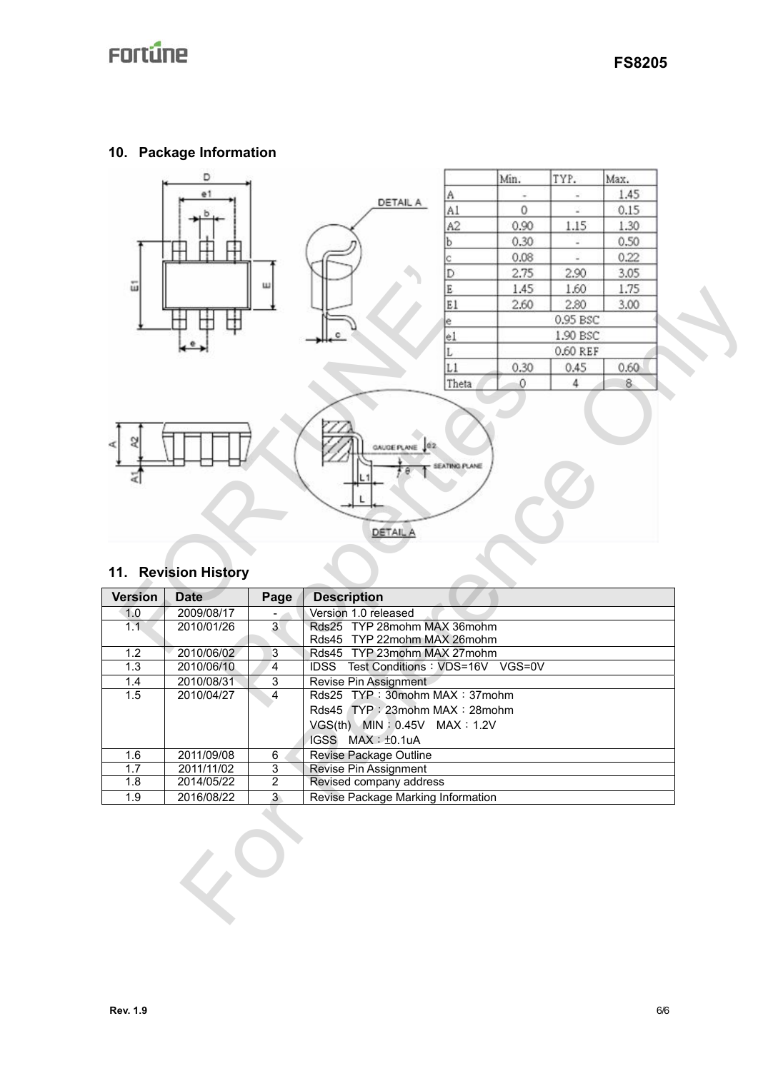## 10. Package Information

| | Min. | TYP. | Max. |
|---|---|---|---|
| A | - | - | 1.45 |
| A1 | 0 | - | 0.15 |
| A2 | 0.90 | 1.15 | 1.30 |
| b | 0.30 | - | 0.50 |
| c | 0.08 | - | 0.22 |
| D | 2.75 | 2.90 | 3.05 |
| E | 1.45 | 1.60 | 1.75 |
| E1 | 2.60 | 2.80 | 3.00 |
| e | 0.95 BSC | | |
| e1 | 1.90 BSC | | |
| L | 0.60 REF | | |
| L1 | 0.30 | 0.45 | 0.60 |
| Theta | 0 | 4 | 8 |

DETAIL A

## 11. Revision History

| Version | Date | Page | Description |
|---|---|---|---|
| 1.0 | 2009/08/17 | - | Version 1.0 released |
| 1.1 | 2010/01/26 | 3 | Rds25 TYP 28mohm MAX 36mohm<br>Rds45 TYP 22mohm MAX 26mohm |
| 1.2 | 2010/06/02 | 3 | Rds45 TYP 23mohm MAX 27mohm |
| 1.3 | 2010/06/10 | 4 | IDSS Test Conditions：VDS=16V VGS=0V |
| 1.4 | 2010/08/31 | 3 | Revise Pin Assignment |
| 1.5 | 2010/04/27 | 4 | Rds25 TYP：30mohm MAX：37mohm<br>Rds45 TYP：23mohm MAX：28mohm<br>VGS(th) MIN：0.45V MAX：1.2V<br>IGSS MAX：±0.1uA |
| 1.6 | 2011/09/08 | 6 | Revise Package Outline |
| 1.7 | 2011/11/02 | 3 | Revise Pin Assignment |
| 1.8 | 2014/05/22 | 2 | Revised company address |
| 1.9 | 2016/08/22 | 3 | Revise Package Marking Information |